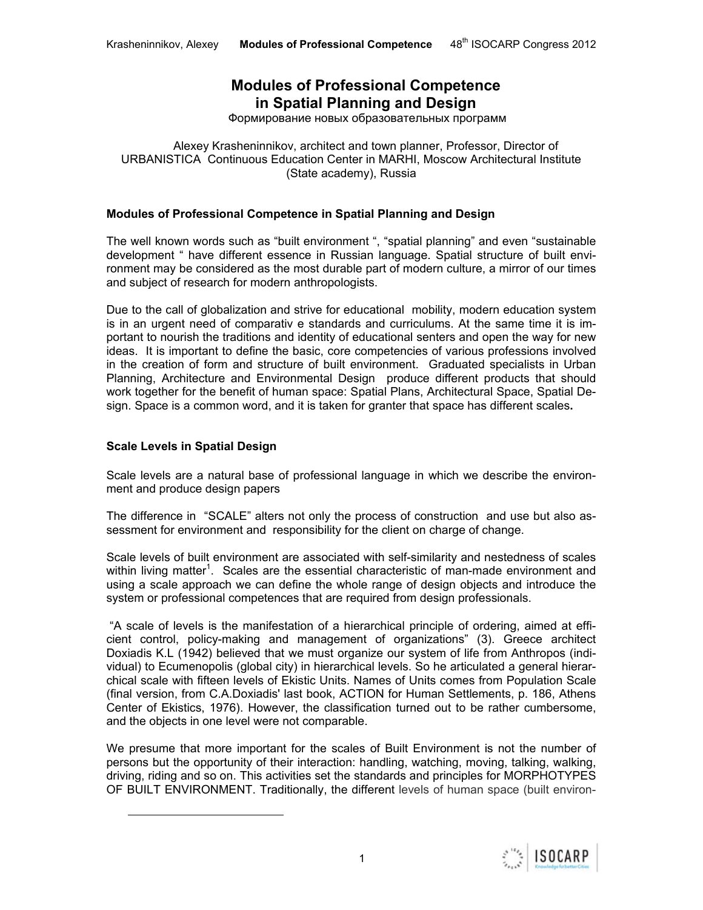# Modules of Professional Competence in Spatial Planning and Design

Формирование новых образовательных программ

Alexey Krasheninnikov, architect and town planner, Professor, Director of URBANISTICA Continuous Education Center in MARHI, Moscow Architectural Institute (State academy), Russia

### Modules of Professional Competence in Spatial Planning and Design

The well known words such as "built environment ", "spatial planning" and even "sustainable development " have different essence in Russian language. Spatial structure of built environment may be considered as the most durable part of modern culture, a mirror of our times and subject of research for modern anthropologists.

Due to the call of globalization and strive for educational mobility, modern education system is in an urgent need of comparativ e standards and curriculums. At the same time it is important to nourish the traditions and identity of educational senters and open the way for new ideas. It is important to define the basic, core competencies of various professions involved in the creation of form and structure of built environment. Graduated specialists in Urban Planning, Architecture and Environmental Design produce different products that should work together for the benefit of human space: Spatial Plans, Architectural Space, Spatial Design. Space is a common word, and it is taken for granter that space has different scales**.**

### Scale Levels in Spatial Design

Scale levels are a natural base of professional language in which we describe the environment and produce design papers

The difference in "SCALE" alters not only the process of construction and use but also assessment for environment and responsibility for the client on charge of change.

Scale levels of built environment are associated with self-similarity and nestedness of scales within living matter[1]. Scales are the essential characteristic of man-made environment and using a scale approach we can define the whole range of design objects and introduce the system or professional competences that are required from design professionals.

"A scale of levels is the manifestation of a hierarchical principle of ordering, aimed at efficient control, policy-making and management of organizations" (3). Greece architect Doxiadis K.L (1942) believed that we must organize our system of life from Anthropos (individual) to Ecumenopolis (global city) in hierarchical levels. So he articulated a general hierarchical scale with fifteen levels of Ekistic Units. Names of Units comes from Population Scale (final version, from C.A.Doxiadis' last book, ACTION for Human Settlements, p. 186, Athens Center of Ekistics, 1976). However, the classification turned out to be rather cumbersome, and the objects in one level were not comparable.

We presume that more important for the scales of Built Environment is not the number of persons but the opportunity of their interaction: handling, watching, moving, talking, walking, driving, riding and so on. This activities set the standards and principles for MORPHOTYPES OF BUILT ENVIRONMENT. Traditionally, the different levels of human space (built environ-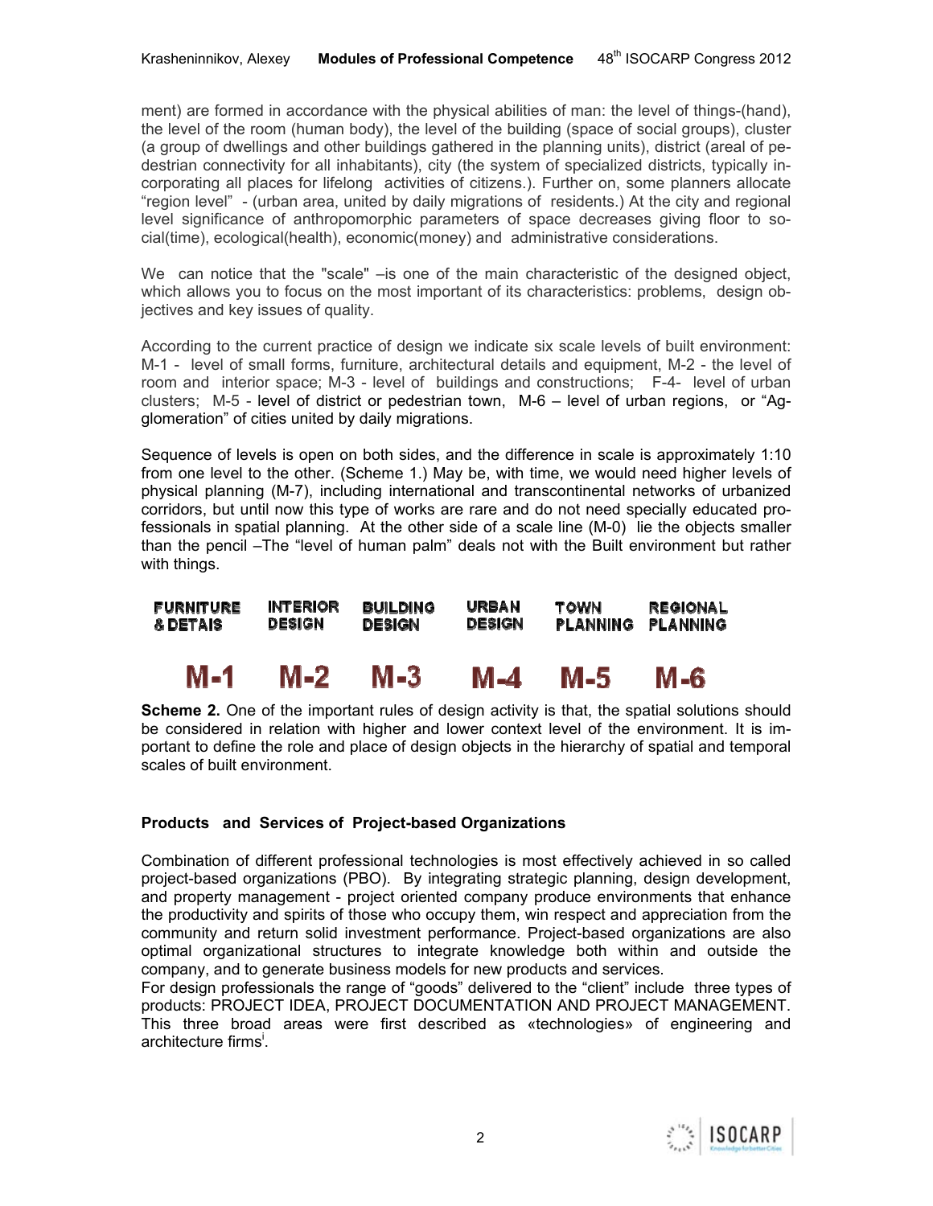ment) are formed in accordance with the physical abilities of man: the level of things-(hand), the level of the room (human body), the level of the building (space of social groups), cluster (a group of dwellings and other buildings gathered in the planning units), district (areal of pedestrian connectivity for all inhabitants), city (the system of specialized districts, typically incorporating all places for lifelong activities of citizens.). Further on, some planners allocate "region level" - (urban area, united by daily migrations of residents.) At the city and regional level significance of anthropomorphic parameters of space decreases giving floor to social(time), ecological(health), economic(money) and administrative considerations.

We can notice that the "scale" –is one of the main characteristic of the designed object, which allows you to focus on the most important of its characteristics: problems, design objectives and key issues of quality.

According to the current practice of design we indicate six scale levels of built environment: M-1 - level of small forms, furniture, architectural details and equipment, M-2 - the level of room and interior space; M-3 - level of buildings and constructions; F-4- level of urban clusters; M-5 - level of district or pedestrian town, M-6 – level of urban regions, or "Agglomeration" of cities united by daily migrations.

Sequence of levels is open on both sides, and the difference in scale is approximately 1:10 from one level to the other. (Scheme 1.) May be, with time, we would need higher levels of physical planning (M-7), including international and transcontinental networks of urbanized corridors, but until now this type of works are rare and do not need specially educated professionals in spatial planning. At the other side of a scale line (M-0) lie the objects smaller than the pencil –The "level of human palm" deals not with the Built environment but rather with things.

| FURNITURE & DETAIS | INTERIOR DESIGN | BUILDING DESIGN | URBAN DESIGN | TOWN PLANNING | REGIONAL PLANNING |
|---|---|---|---|---|---|
| M-1 | M-2 | M-3 | M-4 | M-5 | M-6 |

**Scheme 2.** One of the important rules of design activity is that, the spatial solutions should be considered in relation with higher and lower context level of the environment. It is important to define the role and place of design objects in the hierarchy of spatial and temporal scales of built environment.

## Products and Services of Project-based Organizations

Combination of different professional technologies is most effectively achieved in so called project-based organizations (PBO). By integrating strategic planning, design development, and property management - project oriented company produce environments that enhance the productivity and spirits of those who occupy them, win respect and appreciation from the community and return solid investment performance. Project-based organizations are also optimal organizational structures to integrate knowledge both within and outside the company, and to generate business models for new products and services.

For design professionals the range of "goods" delivered to the "client" include three types of products: PROJECT IDEA, PROJECT DOCUMENTATION AND PROJECT MANAGEMENT. This three broad areas were first described as «technologies» of engineering and architecture firms[i].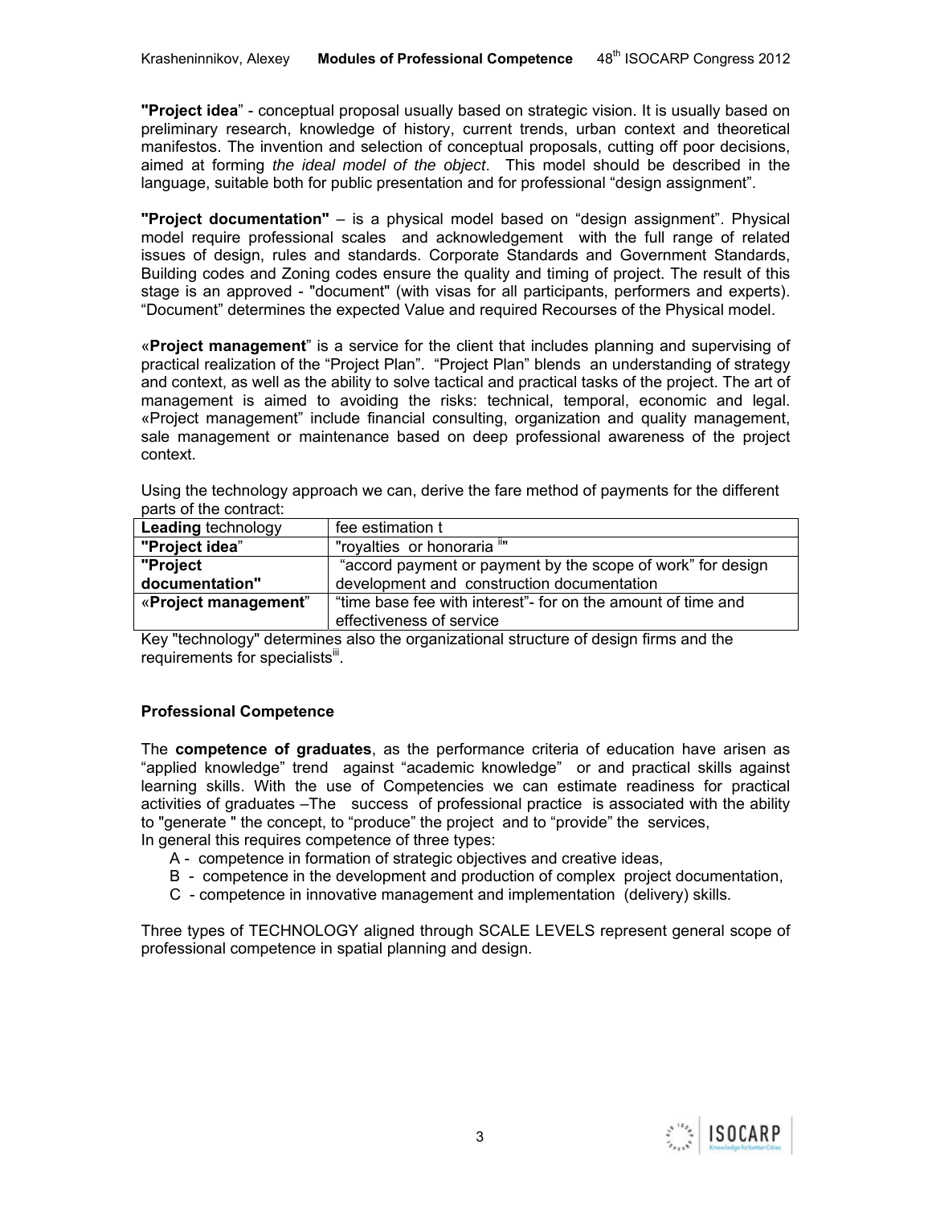**"Project idea**" - conceptual proposal usually based on strategic vision. It is usually based on preliminary research, knowledge of history, current trends, urban context and theoretical manifestos. The invention and selection of conceptual proposals, cutting off poor decisions, aimed at forming *the ideal model of the object*. This model should be described in the language, suitable both for public presentation and for professional "design assignment".

**"Project documentation"** – is a physical model based on "design assignment". Physical model require professional scales and acknowledgement with the full range of related issues of design, rules and standards. Corporate Standards and Government Standards, Building codes and Zoning codes ensure the quality and timing of project. The result of this stage is an approved - "document" (with visas for all participants, performers and experts). "Document" determines the expected Value and required Recourses of the Physical model.

«**Project management**" is a service for the client that includes planning and supervising of practical realization of the "Project Plan". "Project Plan" blends an understanding of strategy and context, as well as the ability to solve tactical and practical tasks of the project. The art of management is aimed to avoiding the risks: technical, temporal, economic and legal. «Project management" include financial consulting, organization and quality management, sale management or maintenance based on deep professional awareness of the project context.

Using the technology approach we can, derive the fare method of payments for the different parts of the contract:

| **Leading** technology | fee estimation t |
|---|---|
| **"Project idea**" | "royalties or honoraria [ii]" |
| **"Project documentation"** | "accord payment or payment by the scope of work" for design development and construction documentation |
| «**Project management**" | "time base fee with interest"- for on the amount of time and effectiveness of service |

Key "technology" determines also the organizational structure of design firms and the requirements for specialists[iii].

**Professional Competence**

The **competence of graduates**, as the performance criteria of education have arisen as "applied knowledge" trend against "academic knowledge" or and practical skills against learning skills. With the use of Competencies we can estimate readiness for practical activities of graduates –The success of professional practice is associated with the ability to "generate " the concept, to "produce" the project and to "provide" the services,
In general this requires competence of three types:

A - competence in formation of strategic objectives and creative ideas,
B - competence in the development and production of complex project documentation,
C - competence in innovative management and implementation (delivery) skills.

Three types of TECHNOLOGY aligned through SCALE LEVELS represent general scope of professional competence in spatial planning and design.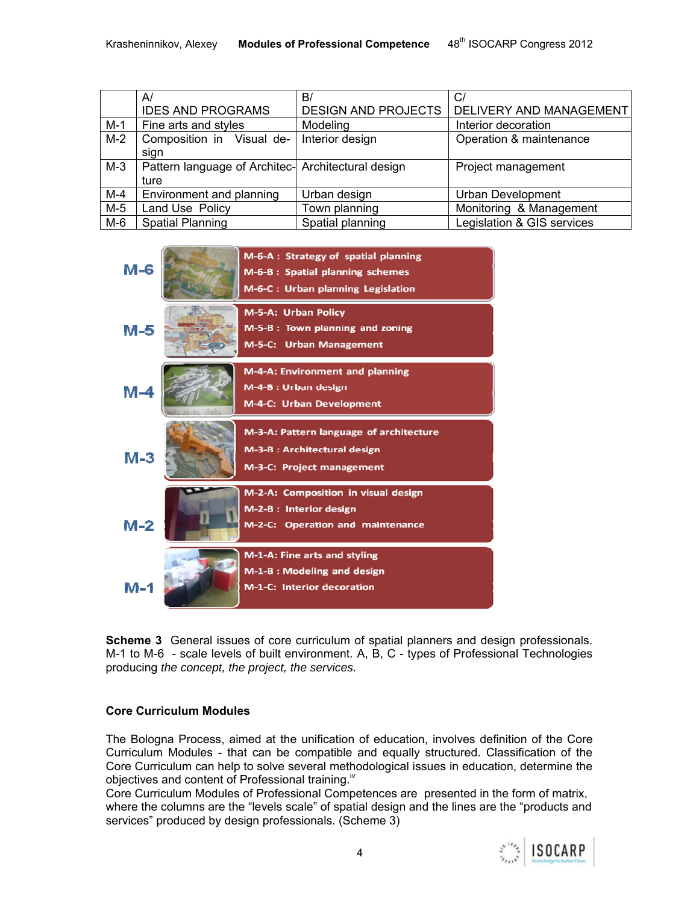| | A/ IDES AND PROGRAMS | B/ DESIGN AND PROJECTS | C/ DELIVERY AND MANAGEMENT |
|---|---|---|---|
| M-1 | Fine arts and styles | Modeling | Interior decoration |
| M-2 | Composition in Visual design | Interior design | Operation & maintenance |
| M-3 | Pattern language of Architecture | Architectural design | Project management |
| M-4 | Environment and planning | Urban design | Urban Development |
| M-5 | Land Use Policy | Town planning | Monitoring & Management |
| M-6 | Spatial Planning | Spatial planning | Legislation & GIS services |

**M-6**
- M-6-A : Strategy of spatial planning
- M-6-B : Spatial planning schemes
- M-6-C : Urban planning Legislation

**M-5**
- M-5-A: Urban Policy
- M-5-B : Town planning and zoning
- M-5-C: Urban Management

**M-4**
- M-4-A: Environment and planning
- M-4-B : Urban design
- M-4-C: Urban Development

**M-3**
- M-3-A: Pattern language of architecture
- M-3-B : Architectural design
- M-3-C: Project management

**M-2**
- M-2-A: Composition in visual design
- M-2-B : Interior design
- M-2-C: Operation and maintenance

**M-1**
- M-1-A: Fine arts and styling
- M-1-B : Modeling and design
- M-1-C: Interior decoration

**Scheme 3** General issues of core curriculum of spatial planners and design professionals. M-1 to M-6 - scale levels of built environment. A, B, C - types of Professional Technologies producing *the concept, the project, the services.*

## Core Curriculum Modules

The Bologna Process, aimed at the unification of education, involves definition of the Core Curriculum Modules - that can be compatible and equally structured. Classification of the Core Curriculum can help to solve several methodological issues in education, determine the objectives and content of Professional training.[iv]

Core Curriculum Modules of Professional Competences are presented in the form of matrix, where the columns are the "levels scale" of spatial design and the lines are the "products and services" produced by design professionals. (Scheme 3)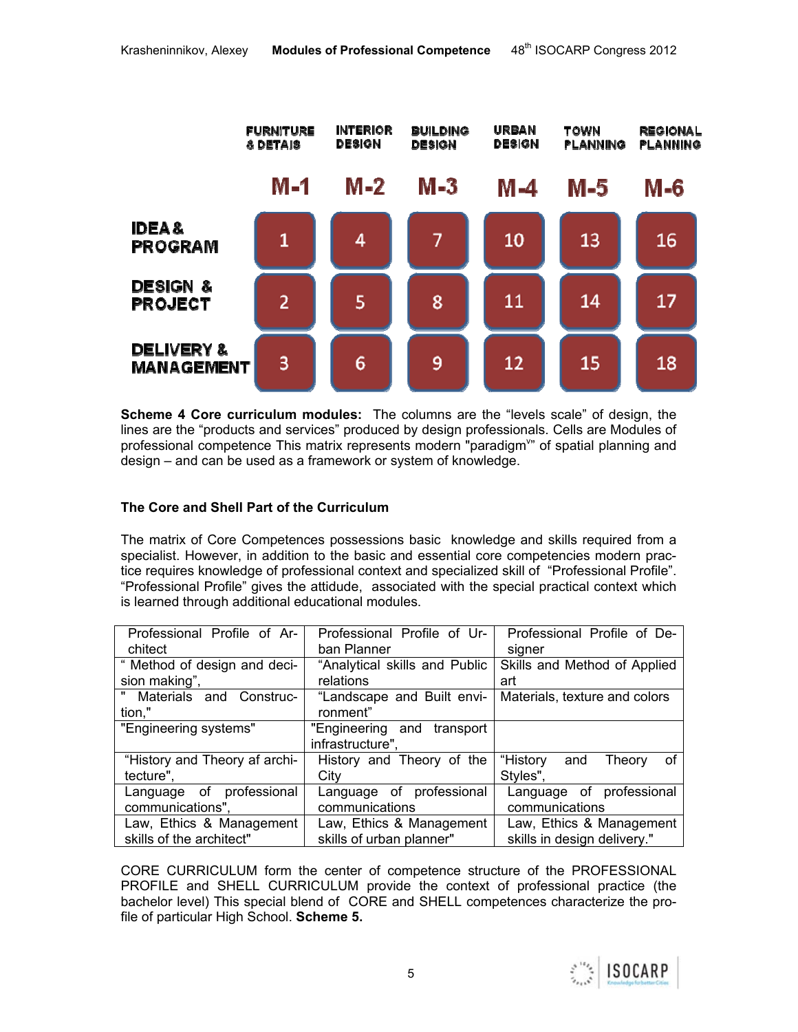| | FURNITURE & DETAIS | INTERIOR DESIGN | BUILDING DESIGN | URBAN DESIGN | TOWN PLANNING | REGIONAL PLANNING |
|---|---|---|---|---|---|---|
| | M-1 | M-2 | M-3 | M-4 | M-5 | M-6 |
| IDEA & PROGRAM | 1 | 4 | 7 | 10 | 13 | 16 |
| DESIGN & PROJECT | 2 | 5 | 8 | 11 | 14 | 17 |
| DELIVERY & MANAGEMENT | 3 | 6 | 9 | 12 | 15 | 18 |

**Scheme 4 Core curriculum modules:** The columns are the "levels scale" of design, the lines are the "products and services" produced by design professionals. Cells are Modules of professional competence This matrix represents modern "paradigm[v]" of spatial planning and design – and can be used as a framework or system of knowledge.

**The Core and Shell Part of the Curriculum**

The matrix of Core Competences possessions basic knowledge and skills required from a specialist. However, in addition to the basic and essential core competencies modern practice requires knowledge of professional context and specialized skill of "Professional Profile". "Professional Profile" gives the attidude, associated with the special practical context which is learned through additional educational modules.

| Professional Profile of Architect | Professional Profile of Urban Planner | Professional Profile of Designer |
|---|---|---|
| " Method of design and decision making", | "Analytical skills and Public relations | Skills and Method of Applied art |
| " Materials and Construction," | "Landscape and Built environment" | Materials, texture and colors |
| "Engineering systems" | "Engineering and transport infrastructure", | |
| "History and Theory af architecture", | History and Theory of the City | "History and Theory of Styles", |
| Language of professional communications", | Language of professional communications | Language of professional communications |
| Law, Ethics & Management skills of the architect" | Law, Ethics & Management skills of urban planner" | Law, Ethics & Management skills in design delivery." |

CORE CURRICULUM form the center of competence structure of the PROFESSIONAL PROFILE and SHELL CURRICULUM provide the context of professional practice (the bachelor level) This special blend of CORE and SHELL competences characterize the profile of particular High School. **Scheme 5.**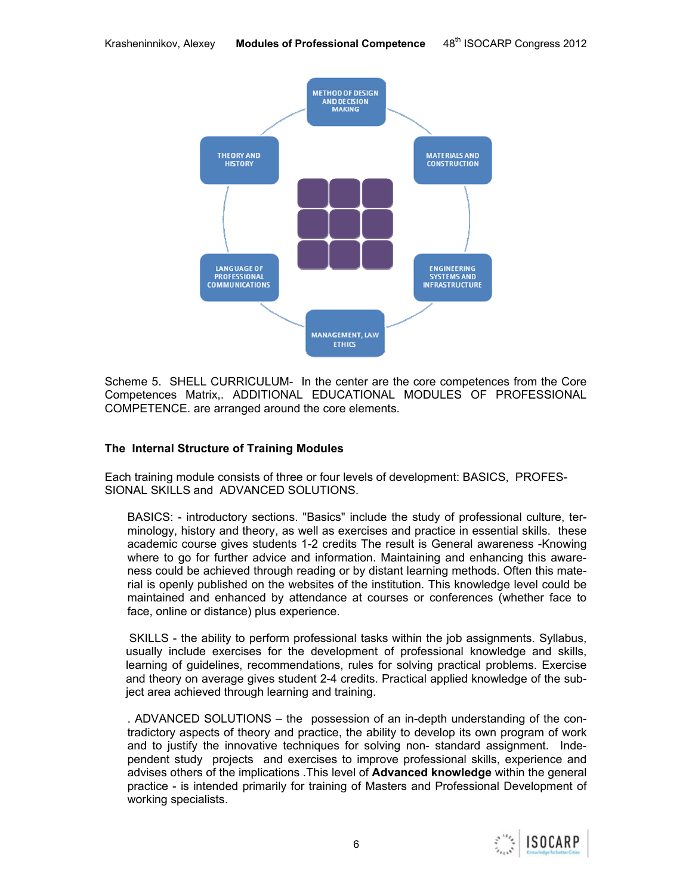METHOD OF DESIGN AND DECISION MAKING

THEORY AND HISTORY

MATERIALS AND CONSTRUCTION

LANGUAGE OF PROFESSIONAL COMMUNICATIONS

ENGINEERING SYSTEMS AND INFRASTRUCTURE

MANAGEMENT, LAW ETHICS

Scheme 5. SHELL CURRICULUM- In the center are the core competences from the Core Competences Matrix,. ADDITIONAL EDUCATIONAL MODULES OF PROFESSIONAL COMPETENCE. are arranged around the core elements.

### The Internal Structure of Training Modules

Each training module consists of three or four levels of development: BASICS, PROFESSIONAL SKILLS and ADVANCED SOLUTIONS.

BASICS: - introductory sections. "Basics" include the study of professional culture, terminology, history and theory, as well as exercises and practice in essential skills. these academic course gives students 1-2 credits The result is General awareness -Knowing where to go for further advice and information. Maintaining and enhancing this awareness could be achieved through reading or by distant learning methods. Often this material is openly published on the websites of the institution. This knowledge level could be maintained and enhanced by attendance at courses or conferences (whether face to face, online or distance) plus experience.

SKILLS - the ability to perform professional tasks within the job assignments. Syllabus, usually include exercises for the development of professional knowledge and skills, learning of guidelines, recommendations, rules for solving practical problems. Exercise and theory on average gives student 2-4 credits. Practical applied knowledge of the subject area achieved through learning and training.

. ADVANCED SOLUTIONS – the possession of an in-depth understanding of the contradictory aspects of theory and practice, the ability to develop its own program of work and to justify the innovative techniques for solving non- standard assignment. Independent study projects and exercises to improve professional skills, experience and advises others of the implications .This level of **Advanced knowledge** within the general practice - is intended primarily for training of Masters and Professional Development of working specialists.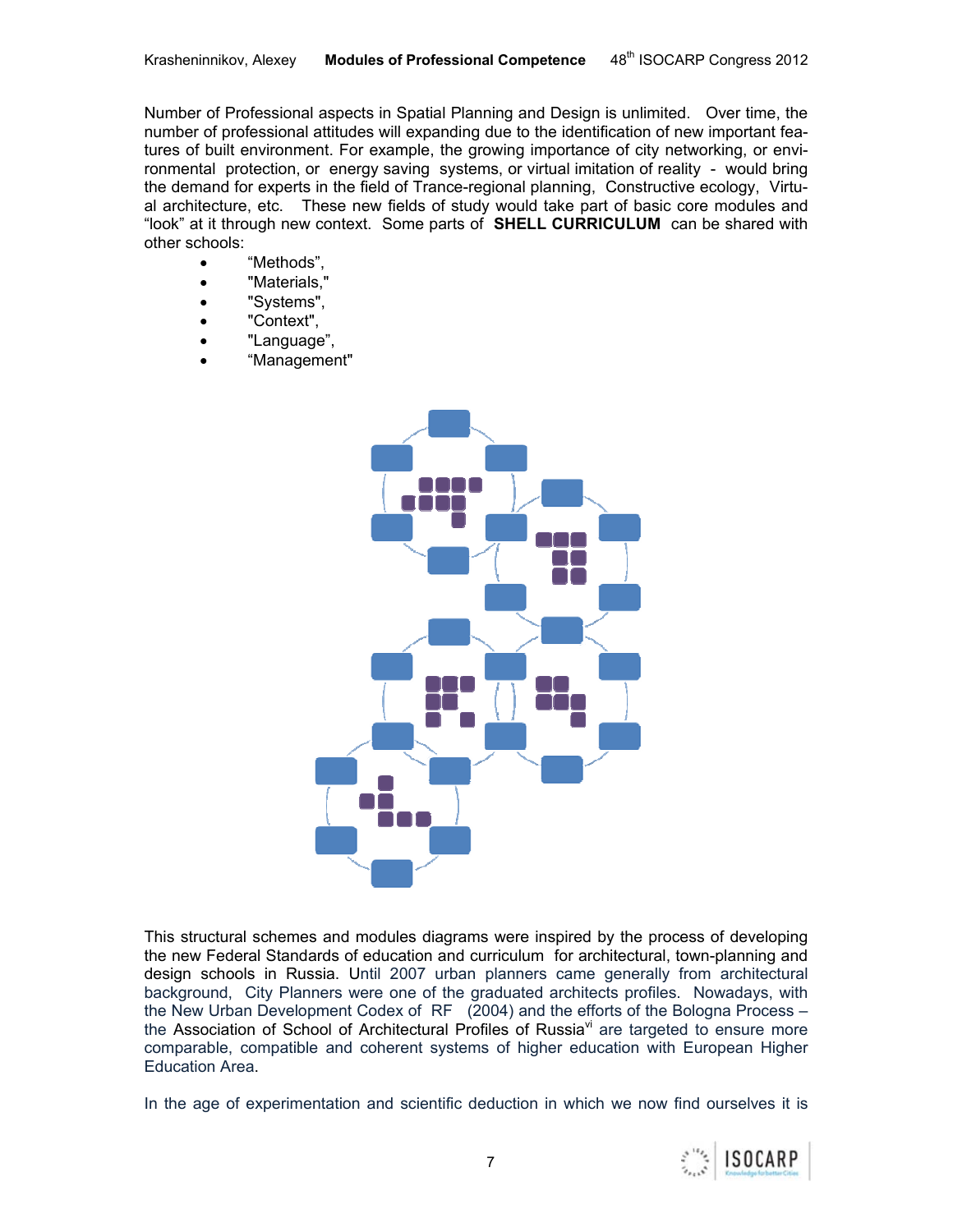Number of Professional aspects in Spatial Planning and Design is unlimited. Over time, the number of professional attitudes will expanding due to the identification of new important features of built environment. For example, the growing importance of city networking, or environmental protection, or energy saving systems, or virtual imitation of reality - would bring the demand for experts in the field of Trance-regional planning, Constructive ecology, Virtual architecture, etc. These new fields of study would take part of basic core modules and "look" at it through new context. Some parts of **SHELL CURRICULUM** can be shared with other schools:

- "Methods",
- "Materials,"
- "Systems",
- "Context",
- "Language",
- "Management"

This structural schemes and modules diagrams were inspired by the process of developing the new Federal Standards of education and curriculum for architectural, town-planning and design schools in Russia. Until 2007 urban planners came generally from architectural background, City Planners were one of the graduated architects profiles. Nowadays, with the New Urban Development Codex of RF (2004) and the efforts of the Bologna Process – the Association of School of Architectural Profiles of Russia[vi] are targeted to ensure more comparable, compatible and coherent systems of higher education with European Higher Education Area.

In the age of experimentation and scientific deduction in which we now find ourselves it is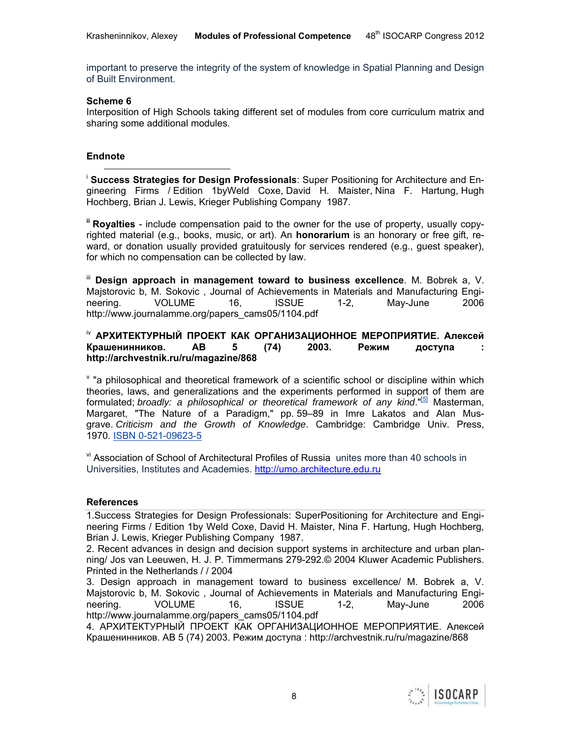important to preserve the integrity of the system of knowledge in Spatial Planning and Design of Built Environment.

**Scheme 6**

Interposition of High Schools taking different set of modules from core curriculum matrix and sharing some additional modules.

**Endnote**

[i] **Success Strategies for Design Professionals**: Super Positioning for Architecture and Engineering Firms / Edition 1byWeld Coxe, David H. Maister, Nina F. Hartung, Hugh Hochberg, Brian J. Lewis, Krieger Publishing Company 1987.

[ii] **Royalties** - include compensation paid to the owner for the use of property, usually copyrighted material (e.g., books, music, or art). An **honorarium** is an honorary or free gift, reward, or donation usually provided gratuitously for services rendered (e.g., guest speaker), for which no compensation can be collected by law.

[iii] **Design approach in management toward to business excellence**. M. Bobrek a, V. Majstorovic b, M. Sokovic , Journal of Achievements in Materials and Manufacturing Engineering. VOLUME 16, ISSUE 1-2, May-June 2006 http://www.journalamme.org/papers_cams05/1104.pdf

[iv] **АРХИТЕКТУРНЫЙ ПРОЕКТ КАК ОРГАНИЗАЦИОННОЕ МЕРОПРИЯТИЕ. Алексей Крашенинников. АВ 5 (74) 2003. Режим доступа : http://archvestnik.ru/ru/magazine/868**

[v] "a philosophical and theoretical framework of a scientific school or discipline within which theories, laws, and generalizations and the experiments performed in support of them are formulated; *broadly: a philosophical or theoretical framework of any kind*."[5] Masterman, Margaret, "The Nature of a Paradigm," pp. 59–89 in Imre Lakatos and Alan Musgrave. *Criticism and the Growth of Knowledge*. Cambridge: Cambridge Univ. Press, 1970. ISBN 0-521-09623-5

[vi] Association of School of Architectural Profiles of Russia unites more than 40 schools in Universities, Institutes and Academies. http://umo.architecture.edu.ru

**References**

1.Success Strategies for Design Professionals: SuperPositioning for Architecture and Engineering Firms / Edition 1by Weld Coxe, David H. Maister, Nina F. Hartung, Hugh Hochberg, Brian J. Lewis, Krieger Publishing Company 1987.
2. Recent advances in design and decision support systems in architecture and urban planning/ Jos van Leeuwen, H. J. P. Timmermans 279-292.© 2004 Kluwer Academic Publishers. Printed in the Netherlands / / 2004
3. Design approach in management toward to business excellence/ M. Bobrek a, V. Majstorovic b, M. Sokovic , Journal of Achievements in Materials and Manufacturing Engineering. VOLUME 16, ISSUE 1-2, May-June 2006 http://www.journalamme.org/papers_cams05/1104.pdf
4. АРХИТЕКТУРНЫЙ ПРОЕКТ КАК ОРГАНИЗАЦИОННОЕ МЕРОПРИЯТИЕ. Алексей Крашенинников. АВ 5 (74) 2003. Режим доступа : http://archvestnik.ru/ru/magazine/868